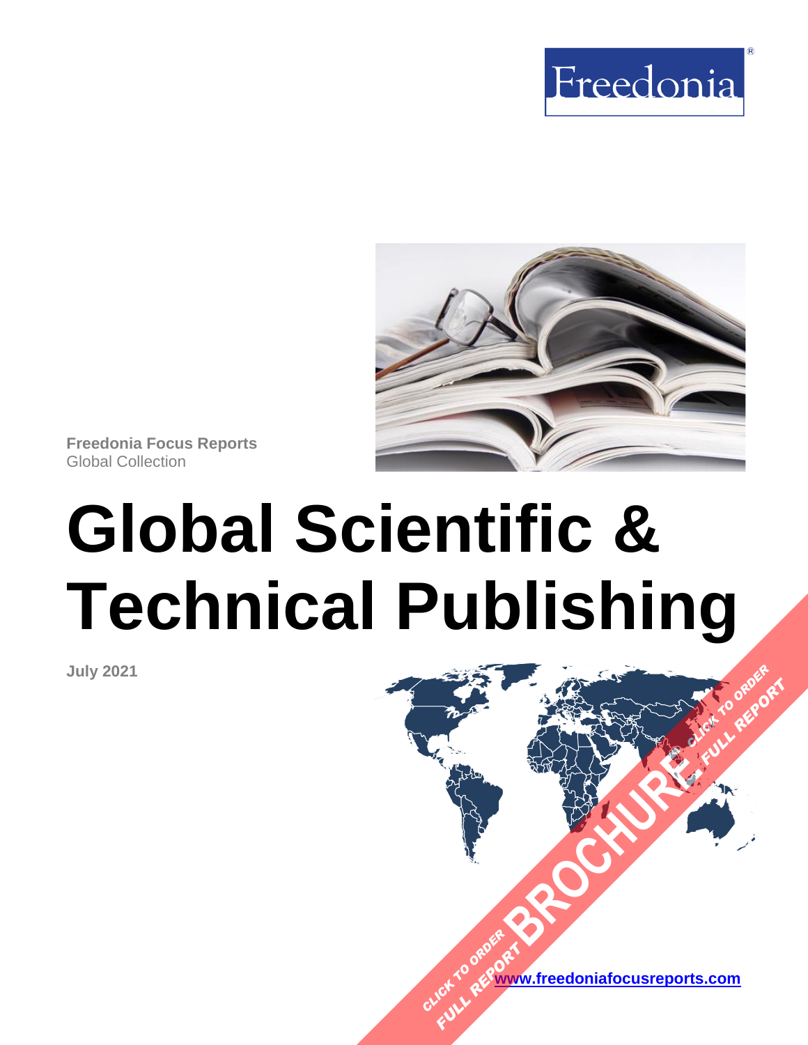Freedonia

**Freedonia Focus Reports**
Global Collection

# Global Scientific & Technical Publishing

**July 2021**

CLICK TO ORDER FULL REPORT

BROCHURE

CLICK TO ORDER FULL REPORT

[www.freedoniafocusreports.com](http://www.freedoniafocusreports.com)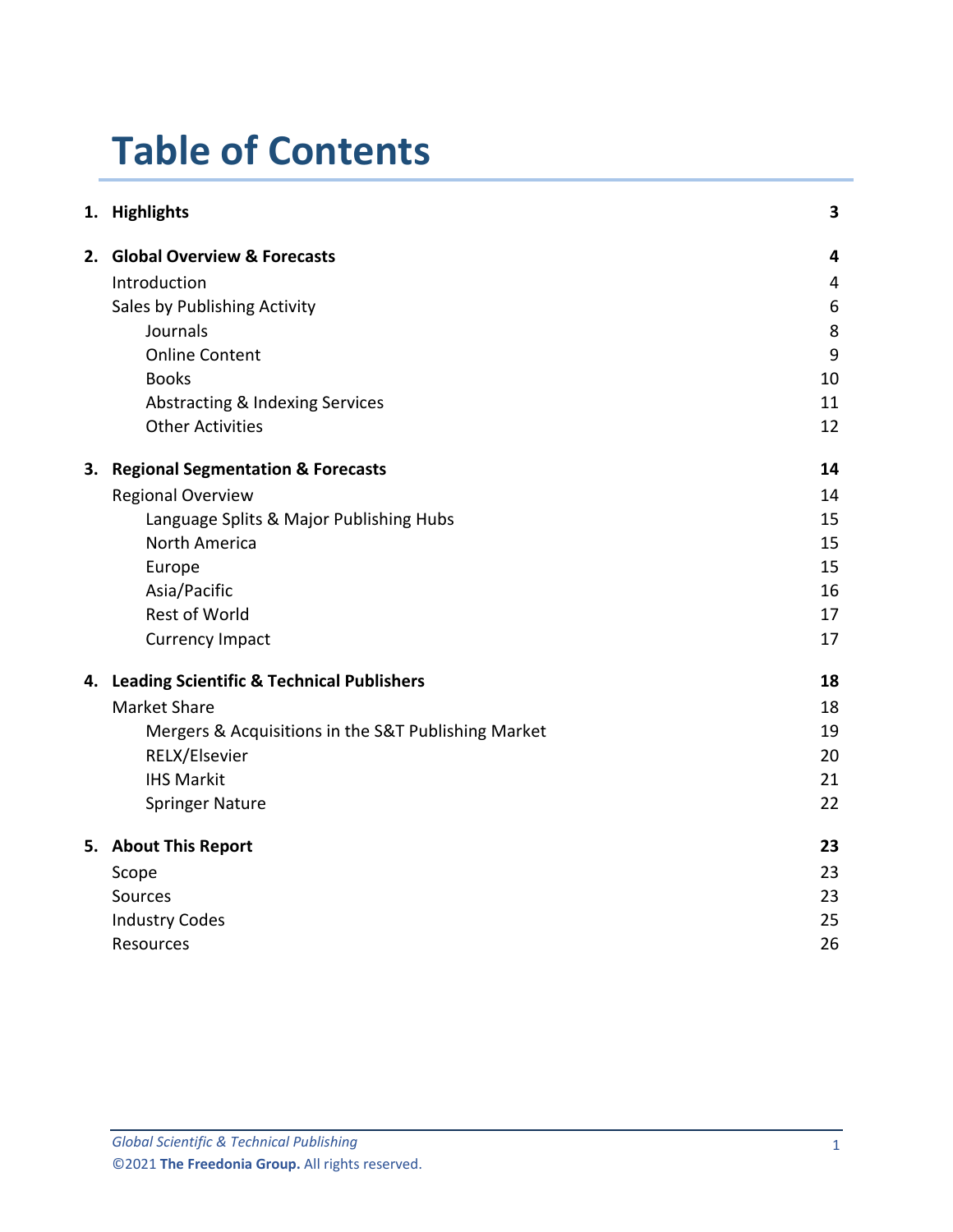# Table of Contents

| | | |
|---|---|---|
| 1. | **Highlights** | **3** |
| 2. | **Global Overview & Forecasts** | **4** |
| | Introduction | 4 |
| | Sales by Publishing Activity | 6 |
| | Journals | 8 |
| | Online Content | 9 |
| | Books | 10 |
| | Abstracting & Indexing Services | 11 |
| | Other Activities | 12 |
| 3. | **Regional Segmentation & Forecasts** | **14** |
| | Regional Overview | 14 |
| | Language Splits & Major Publishing Hubs | 15 |
| | North America | 15 |
| | Europe | 15 |
| | Asia/Pacific | 16 |
| | Rest of World | 17 |
| | Currency Impact | 17 |
| 4. | **Leading Scientific & Technical Publishers** | **18** |
| | Market Share | 18 |
| | Mergers & Acquisitions in the S&T Publishing Market | 19 |
| | RELX/Elsevier | 20 |
| | IHS Markit | 21 |
| | Springer Nature | 22 |
| 5. | **About This Report** | **23** |
| | Scope | 23 |
| | Sources | 23 |
| | Industry Codes | 25 |
| | Resources | 26 |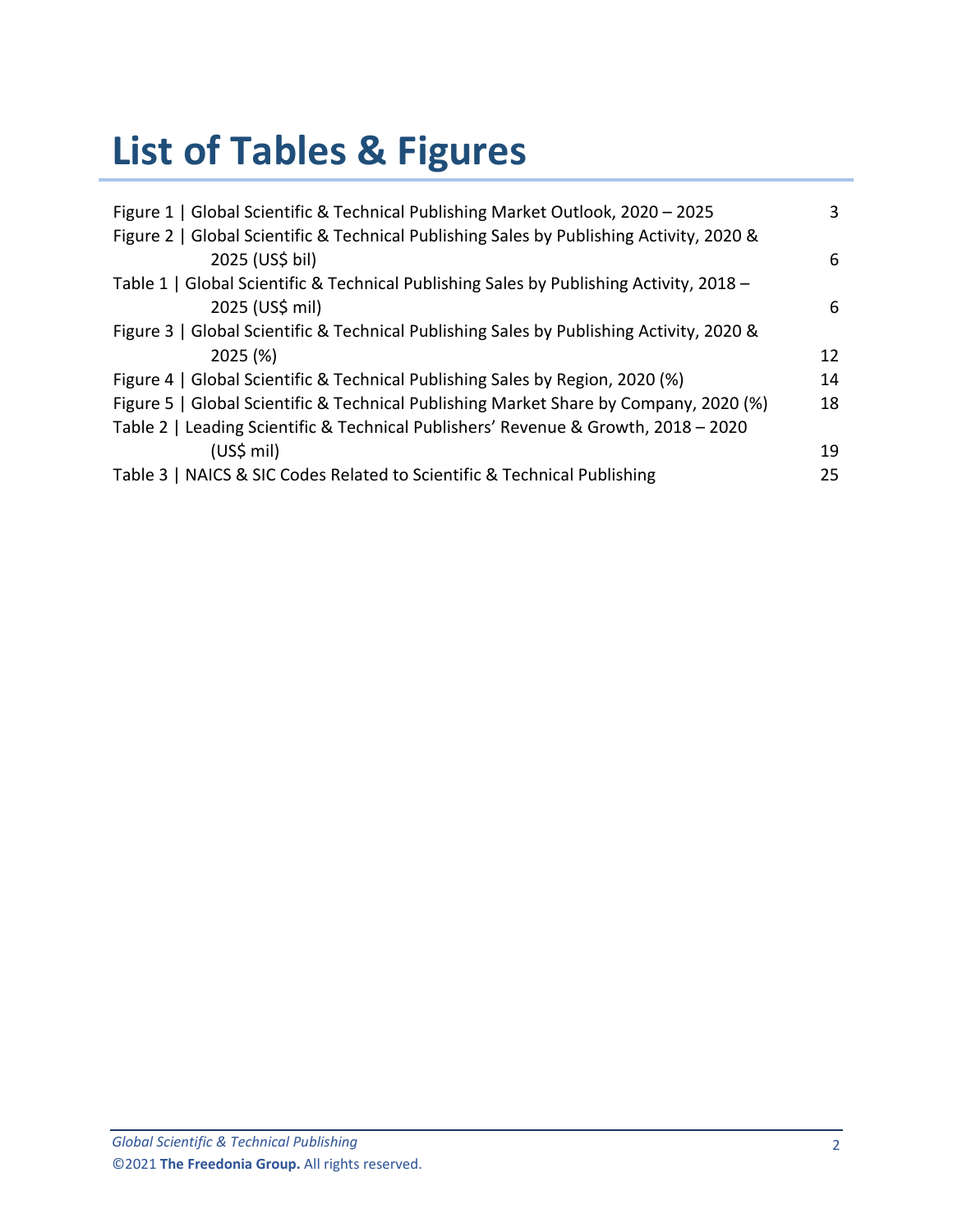# List of Tables & Figures

Figure 1 | Global Scientific & Technical Publishing Market Outlook, 2020 – 2025 3

Figure 2 | Global Scientific & Technical Publishing Sales by Publishing Activity, 2020 & 2025 (US$ bil) 6

Table 1 | Global Scientific & Technical Publishing Sales by Publishing Activity, 2018 – 2025 (US$ mil) 6

Figure 3 | Global Scientific & Technical Publishing Sales by Publishing Activity, 2020 & 2025 (%) 12

Figure 4 | Global Scientific & Technical Publishing Sales by Region, 2020 (%) 14

Figure 5 | Global Scientific & Technical Publishing Market Share by Company, 2020 (%) 18

Table 2 | Leading Scientific & Technical Publishers' Revenue & Growth, 2018 – 2020 (US$ mil) 19

Table 3 | NAICS & SIC Codes Related to Scientific & Technical Publishing 25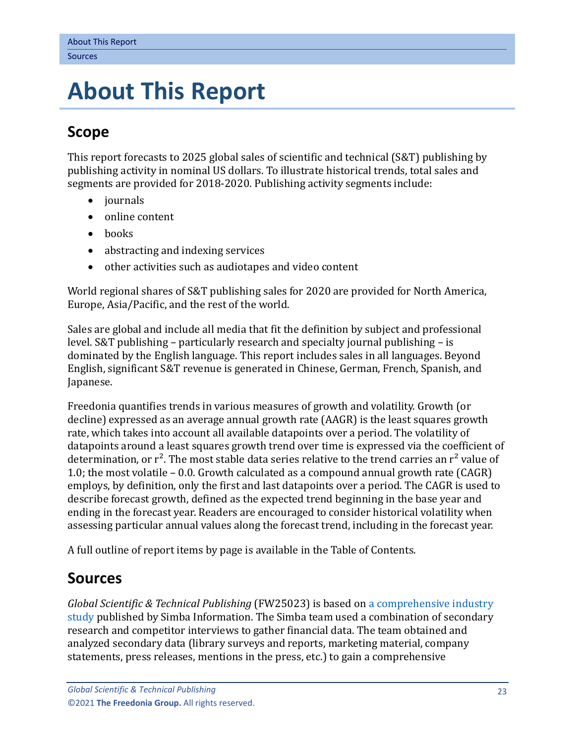# About This Report

## Scope

This report forecasts to 2025 global sales of scientific and technical (S&T) publishing by publishing activity in nominal US dollars. To illustrate historical trends, total sales and segments are provided for 2018-2020. Publishing activity segments include:

- journals
- online content
- books
- abstracting and indexing services
- other activities such as audiotapes and video content

World regional shares of S&T publishing sales for 2020 are provided for North America, Europe, Asia/Pacific, and the rest of the world.

Sales are global and include all media that fit the definition by subject and professional level. S&T publishing – particularly research and specialty journal publishing – is dominated by the English language. This report includes sales in all languages. Beyond English, significant S&T revenue is generated in Chinese, German, French, Spanish, and Japanese.

Freedonia quantifies trends in various measures of growth and volatility. Growth (or decline) expressed as an average annual growth rate (AAGR) is the least squares growth rate, which takes into account all available datapoints over a period. The volatility of datapoints around a least squares growth trend over time is expressed via the coefficient of determination, or $r^2$. The most stable data series relative to the trend carries an $r^2$ value of 1.0; the most volatile – 0.0. Growth calculated as a compound annual growth rate (CAGR) employs, by definition, only the first and last datapoints over a period. The CAGR is used to describe forecast growth, defined as the expected trend beginning in the base year and ending in the forecast year. Readers are encouraged to consider historical volatility when assessing particular annual values along the forecast trend, including in the forecast year.

A full outline of report items by page is available in the Table of Contents.

## Sources

*Global Scientific & Technical Publishing* (FW25023) is based on a comprehensive industry study published by Simba Information. The Simba team used a combination of secondary research and competitor interviews to gather financial data. The team obtained and analyzed secondary data (library surveys and reports, marketing material, company statements, press releases, mentions in the press, etc.) to gain a comprehensive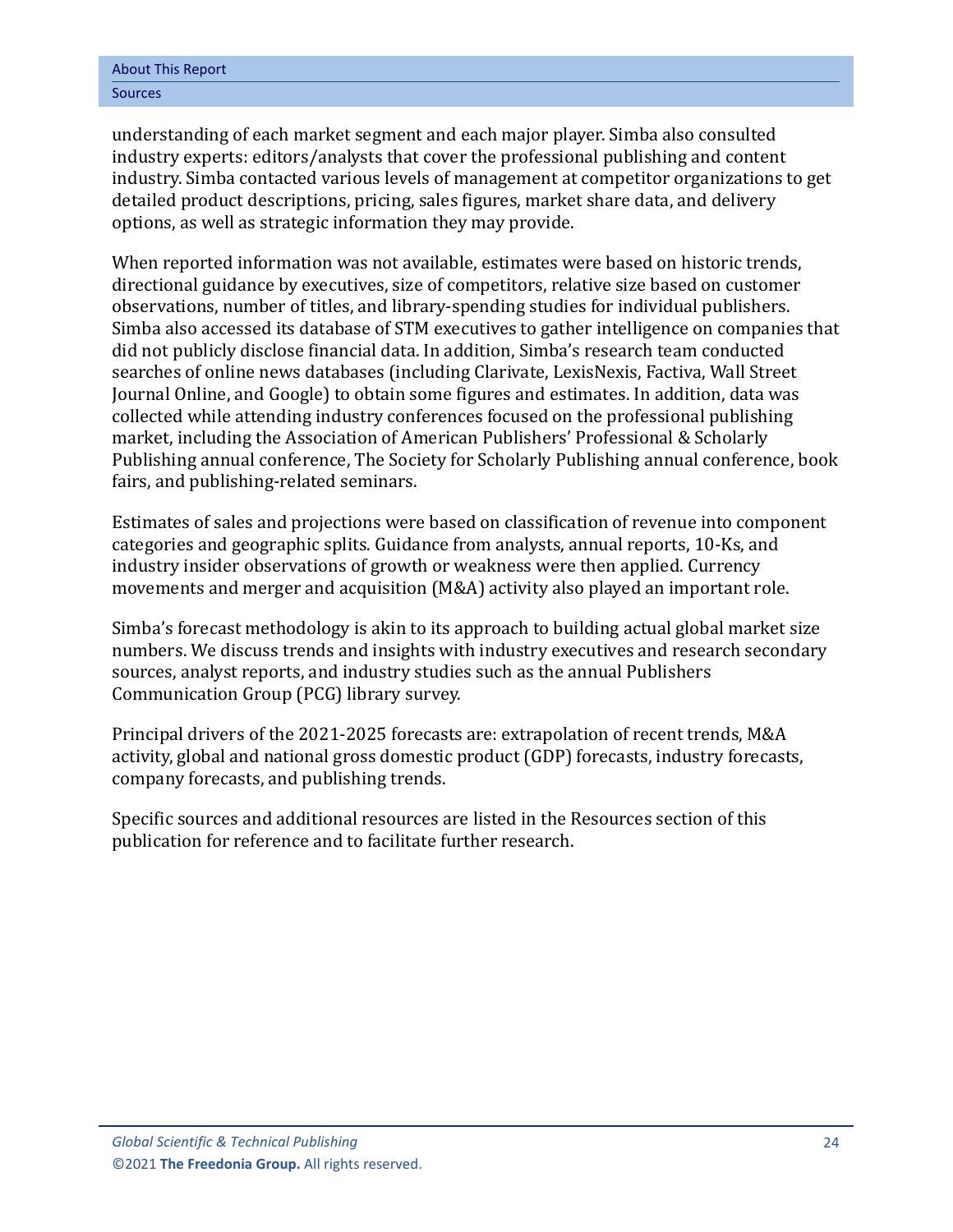understanding of each market segment and each major player. Simba also consulted industry experts: editors/analysts that cover the professional publishing and content industry. Simba contacted various levels of management at competitor organizations to get detailed product descriptions, pricing, sales figures, market share data, and delivery options, as well as strategic information they may provide.

When reported information was not available, estimates were based on historic trends, directional guidance by executives, size of competitors, relative size based on customer observations, number of titles, and library-spending studies for individual publishers. Simba also accessed its database of STM executives to gather intelligence on companies that did not publicly disclose financial data. In addition, Simba's research team conducted searches of online news databases (including Clarivate, LexisNexis, Factiva, Wall Street Journal Online, and Google) to obtain some figures and estimates. In addition, data was collected while attending industry conferences focused on the professional publishing market, including the Association of American Publishers' Professional & Scholarly Publishing annual conference, The Society for Scholarly Publishing annual conference, book fairs, and publishing-related seminars.

Estimates of sales and projections were based on classification of revenue into component categories and geographic splits. Guidance from analysts, annual reports, 10-Ks, and industry insider observations of growth or weakness were then applied. Currency movements and merger and acquisition (M&A) activity also played an important role.

Simba's forecast methodology is akin to its approach to building actual global market size numbers. We discuss trends and insights with industry executives and research secondary sources, analyst reports, and industry studies such as the annual Publishers Communication Group (PCG) library survey.

Principal drivers of the 2021-2025 forecasts are: extrapolation of recent trends, M&A activity, global and national gross domestic product (GDP) forecasts, industry forecasts, company forecasts, and publishing trends.

Specific sources and additional resources are listed in the Resources section of this publication for reference and to facilitate further research.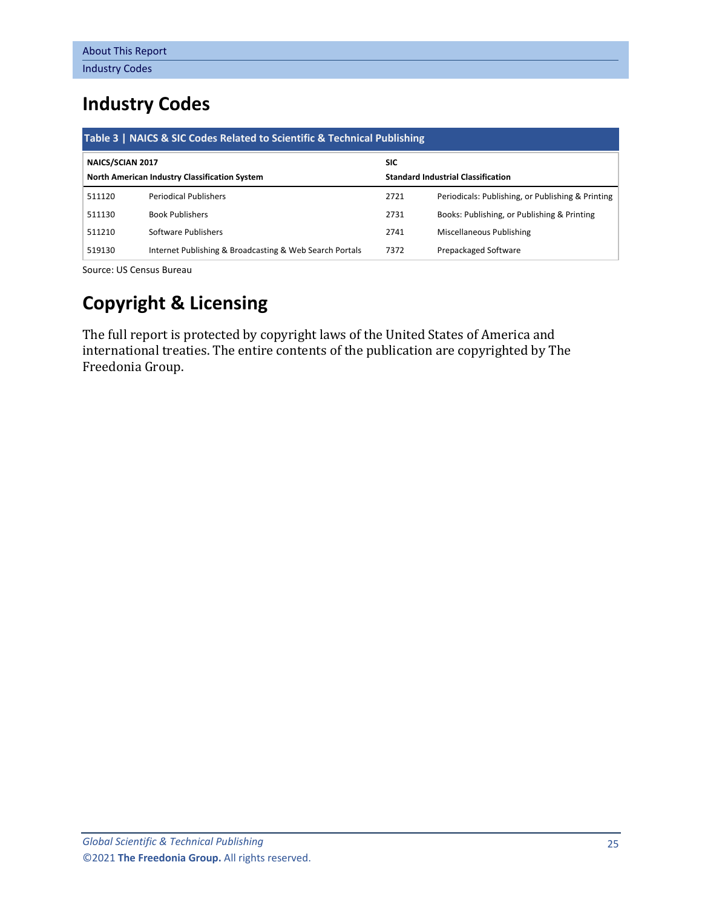## Industry Codes

**Table 3 | NAICS & SIC Codes Related to Scientific & Technical Publishing**

| NAICS/SCIAN 2017 North American Industry Classification System | | SIC Standard Industrial Classification | |
|---|---|---|---|
| 511120 | Periodical Publishers | 2721 | Periodicals: Publishing, or Publishing & Printing |
| 511130 | Book Publishers | 2731 | Books: Publishing, or Publishing & Printing |
| 511210 | Software Publishers | 2741 | Miscellaneous Publishing |
| 519130 | Internet Publishing & Broadcasting & Web Search Portals | 7372 | Prepackaged Software |

Source: US Census Bureau

## Copyright & Licensing

The full report is protected by copyright laws of the United States of America and international treaties. The entire contents of the publication are copyrighted by The Freedonia Group.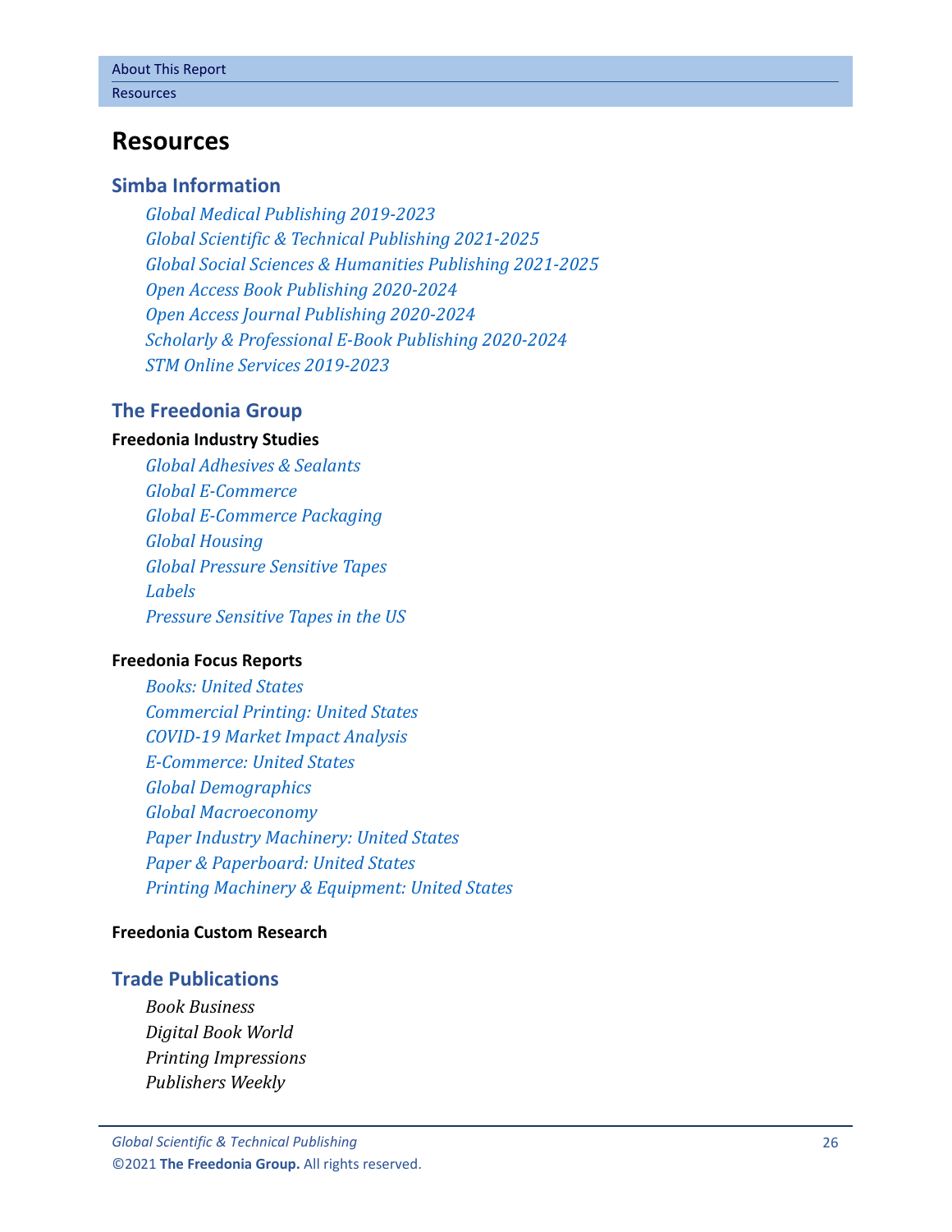# Resources

## Simba Information

*Global Medical Publishing 2019-2023*
*Global Scientific & Technical Publishing 2021-2025*
*Global Social Sciences & Humanities Publishing 2021-2025*
*Open Access Book Publishing 2020-2024*
*Open Access Journal Publishing 2020-2024*
*Scholarly & Professional E-Book Publishing 2020-2024*
*STM Online Services 2019-2023*

## The Freedonia Group

### Freedonia Industry Studies

*Global Adhesives & Sealants*
*Global E-Commerce*
*Global E-Commerce Packaging*
*Global Housing*
*Global Pressure Sensitive Tapes*
*Labels*
*Pressure Sensitive Tapes in the US*

### Freedonia Focus Reports

*Books: United States*
*Commercial Printing: United States*
*COVID-19 Market Impact Analysis*
*E-Commerce: United States*
*Global Demographics*
*Global Macroeconomy*
*Paper Industry Machinery: United States*
*Paper & Paperboard: United States*
*Printing Machinery & Equipment: United States*

### Freedonia Custom Research

## Trade Publications

*Book Business*
*Digital Book World*
*Printing Impressions*
*Publishers Weekly*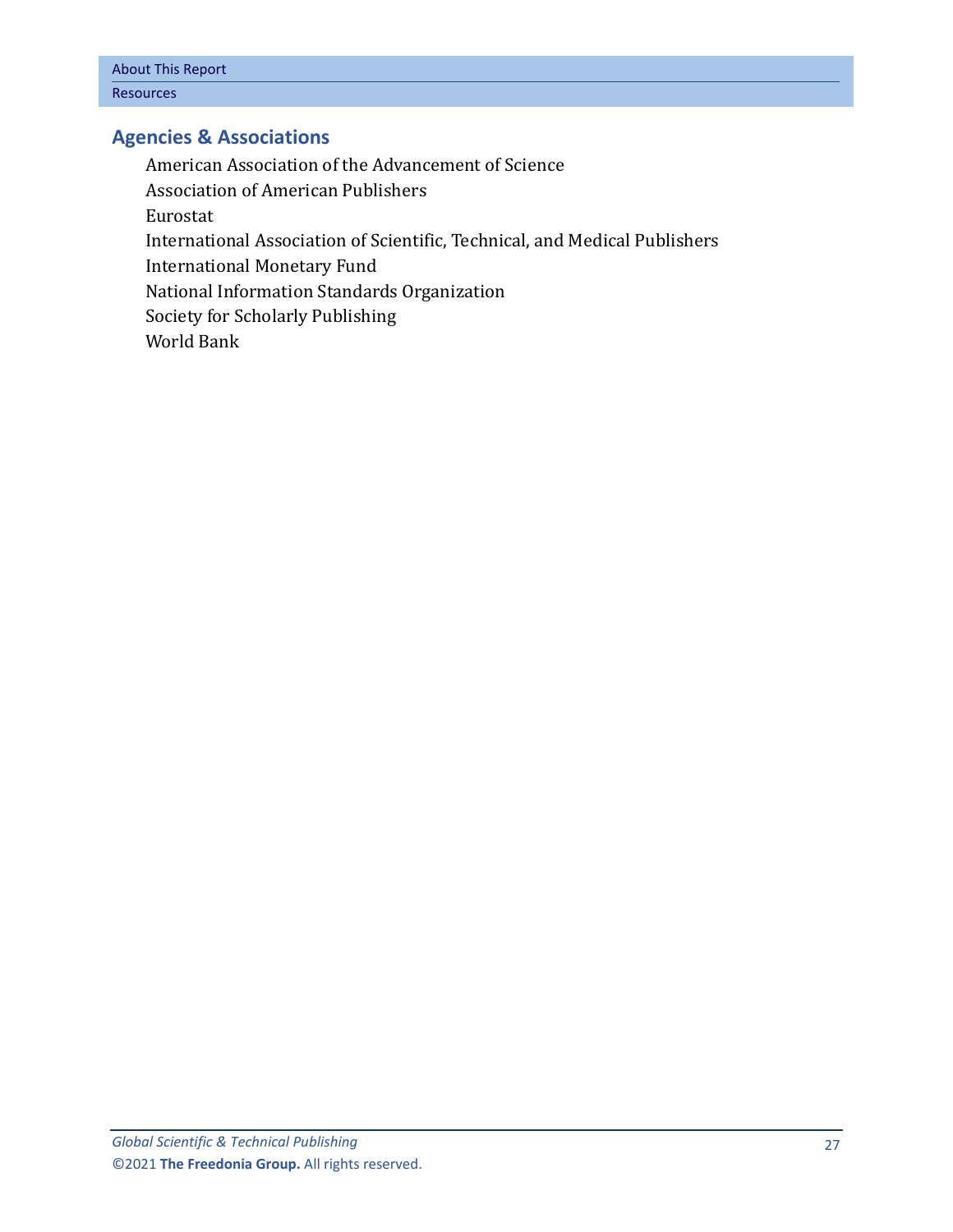## Agencies & Associations

American Association of the Advancement of Science
Association of American Publishers
Eurostat
International Association of Scientific, Technical, and Medical Publishers
International Monetary Fund
National Information Standards Organization
Society for Scholarly Publishing
World Bank